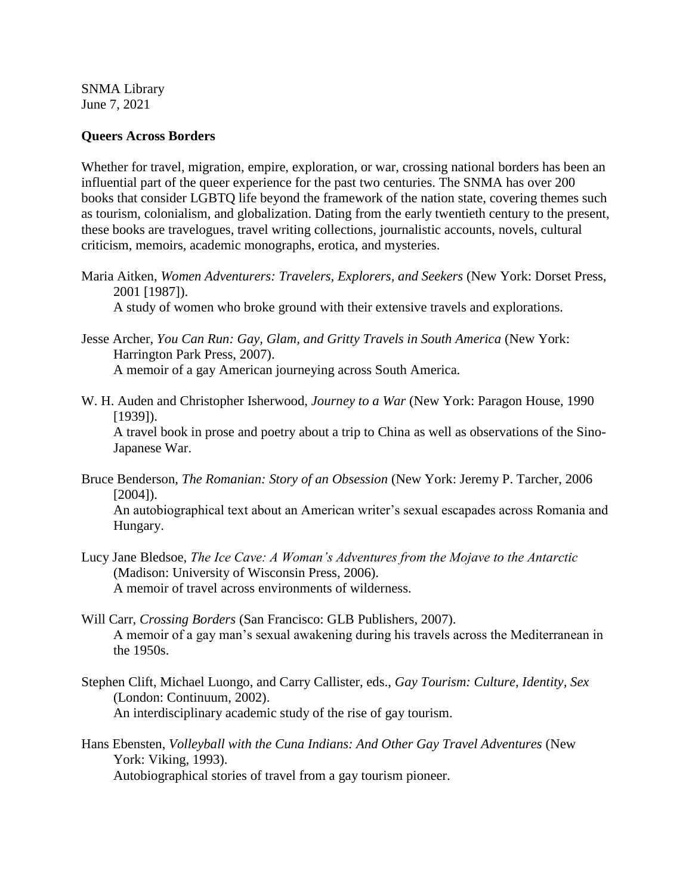SNMA Library
June 7, 2021

**Queers Across Borders**

Whether for travel, migration, empire, exploration, or war, crossing national borders has been an influential part of the queer experience for the past two centuries. The SNMA has over 200 books that consider LGBTQ life beyond the framework of the nation state, covering themes such as tourism, colonialism, and globalization. Dating from the early twentieth century to the present, these books are travelogues, travel writing collections, journalistic accounts, novels, cultural criticism, memoirs, academic monographs, erotica, and mysteries.

Maria Aitken, *Women Adventurers: Travelers, Explorers, and Seekers* (New York: Dorset Press, 2001 [1987]).
A study of women who broke ground with their extensive travels and explorations.

Jesse Archer, *You Can Run: Gay, Glam, and Gritty Travels in South America* (New York: Harrington Park Press, 2007).
A memoir of a gay American journeying across South America.

W. H. Auden and Christopher Isherwood, *Journey to a War* (New York: Paragon House, 1990 [1939]).
A travel book in prose and poetry about a trip to China as well as observations of the Sino-Japanese War.

Bruce Benderson, *The Romanian: Story of an Obsession* (New York: Jeremy P. Tarcher, 2006 [2004]).
An autobiographical text about an American writer's sexual escapades across Romania and Hungary.

Lucy Jane Bledsoe, *The Ice Cave: A Woman's Adventures from the Mojave to the Antarctic* (Madison: University of Wisconsin Press, 2006).
A memoir of travel across environments of wilderness.

Will Carr, *Crossing Borders* (San Francisco: GLB Publishers, 2007).
A memoir of a gay man's sexual awakening during his travels across the Mediterranean in the 1950s.

Stephen Clift, Michael Luongo, and Carry Callister, eds., *Gay Tourism: Culture, Identity, Sex* (London: Continuum, 2002).
An interdisciplinary academic study of the rise of gay tourism.

Hans Ebensten, *Volleyball with the Cuna Indians: And Other Gay Travel Adventures* (New York: Viking, 1993).
Autobiographical stories of travel from a gay tourism pioneer.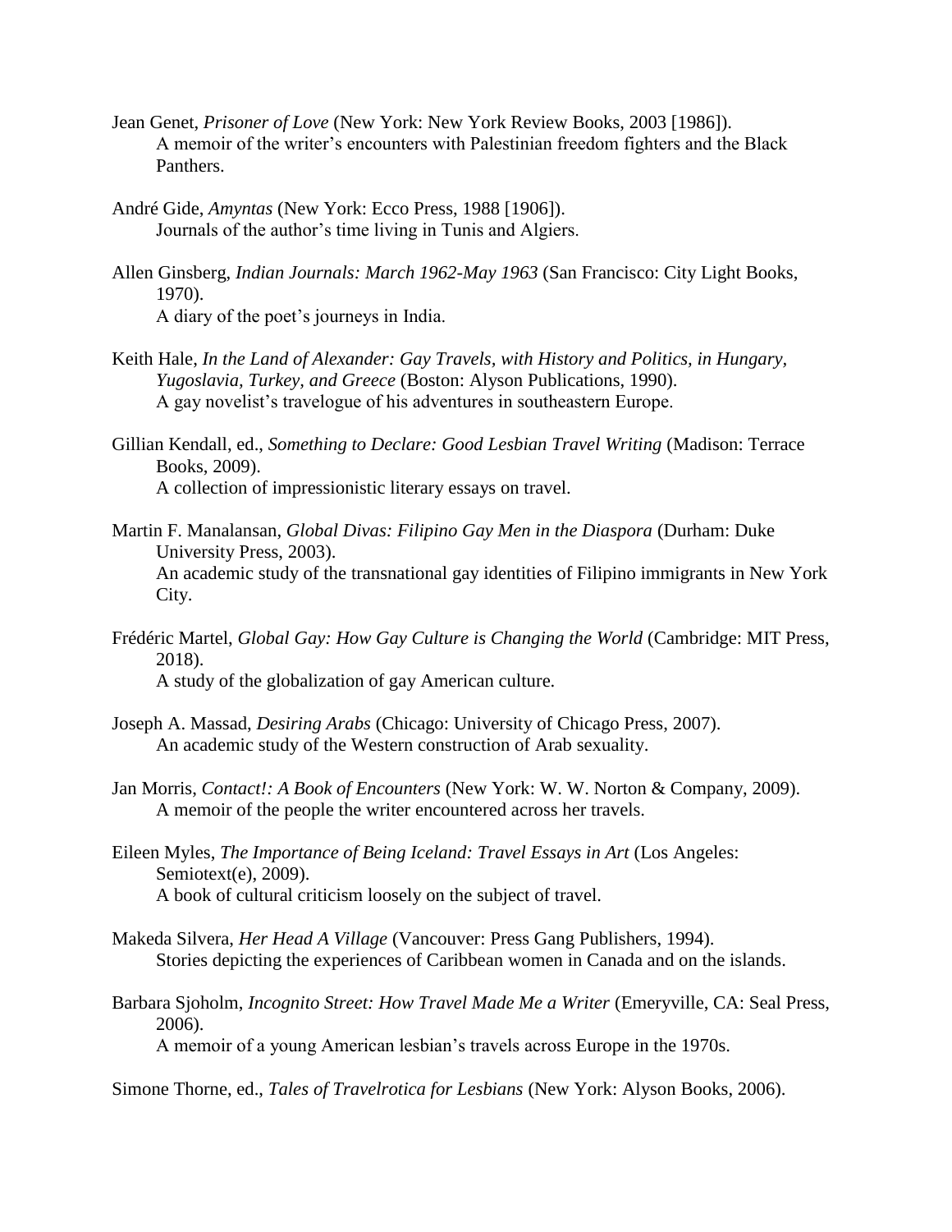Jean Genet, *Prisoner of Love* (New York: New York Review Books, 2003 [1986]).
A memoir of the writer's encounters with Palestinian freedom fighters and the Black Panthers.

André Gide, *Amyntas* (New York: Ecco Press, 1988 [1906]).
Journals of the author's time living in Tunis and Algiers.

Allen Ginsberg, *Indian Journals: March 1962-May 1963* (San Francisco: City Light Books, 1970).
A diary of the poet's journeys in India.

Keith Hale, *In the Land of Alexander: Gay Travels, with History and Politics, in Hungary, Yugoslavia, Turkey, and Greece* (Boston: Alyson Publications, 1990).
A gay novelist's travelogue of his adventures in southeastern Europe.

Gillian Kendall, ed., *Something to Declare: Good Lesbian Travel Writing* (Madison: Terrace Books, 2009).
A collection of impressionistic literary essays on travel.

Martin F. Manalansan, *Global Divas: Filipino Gay Men in the Diaspora* (Durham: Duke University Press, 2003).
An academic study of the transnational gay identities of Filipino immigrants in New York City.

Frédéric Martel, *Global Gay: How Gay Culture is Changing the World* (Cambridge: MIT Press, 2018).
A study of the globalization of gay American culture.

Joseph A. Massad, *Desiring Arabs* (Chicago: University of Chicago Press, 2007).
An academic study of the Western construction of Arab sexuality.

Jan Morris, *Contact!: A Book of Encounters* (New York: W. W. Norton & Company, 2009).
A memoir of the people the writer encountered across her travels.

Eileen Myles, *The Importance of Being Iceland: Travel Essays in Art* (Los Angeles: Semiotext(e), 2009).
A book of cultural criticism loosely on the subject of travel.

Makeda Silvera, *Her Head A Village* (Vancouver: Press Gang Publishers, 1994).
Stories depicting the experiences of Caribbean women in Canada and on the islands.

Barbara Sjoholm, *Incognito Street: How Travel Made Me a Writer* (Emeryville, CA: Seal Press, 2006).
A memoir of a young American lesbian's travels across Europe in the 1970s.

Simone Thorne, ed., *Tales of Travelrotica for Lesbians* (New York: Alyson Books, 2006).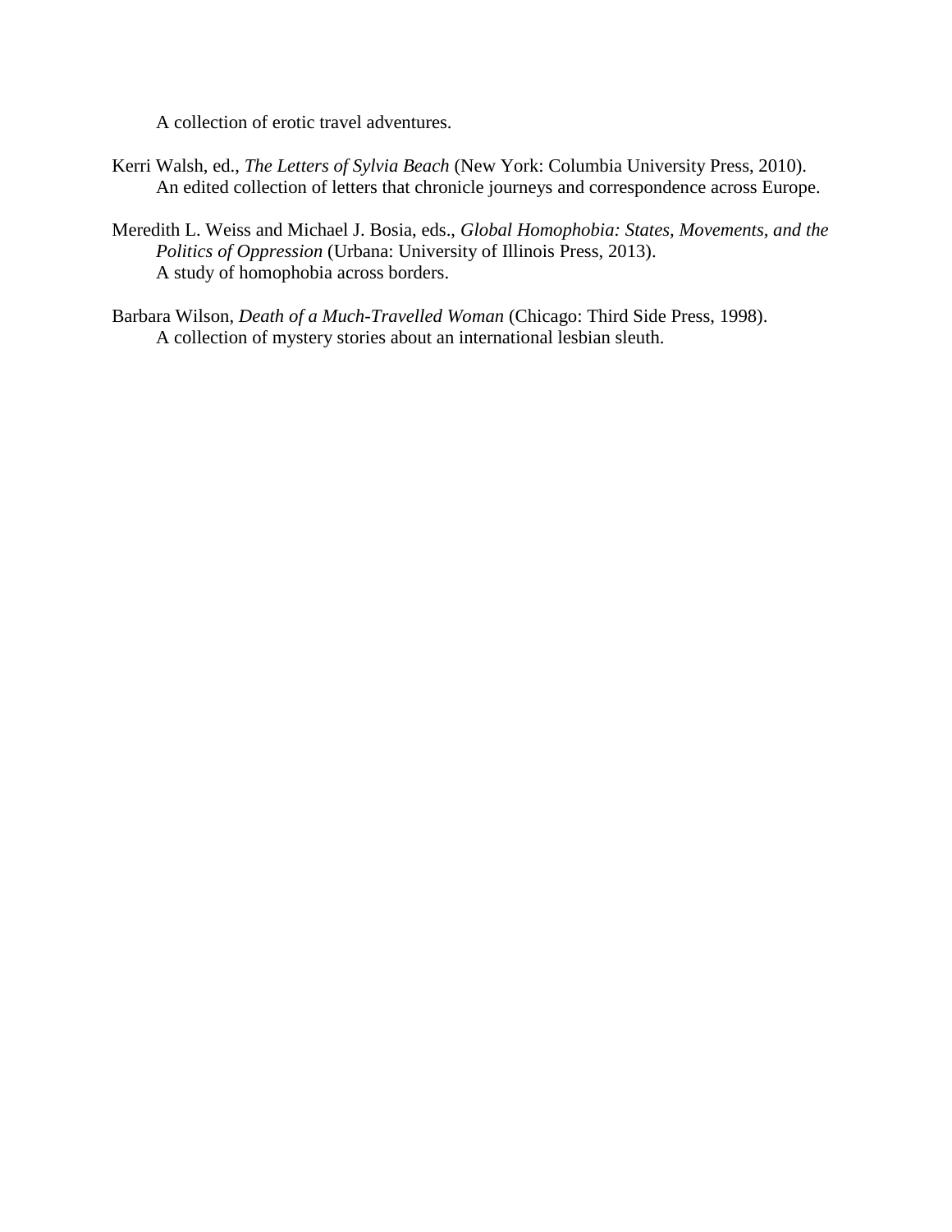A collection of erotic travel adventures.

Kerri Walsh, ed., *The Letters of Sylvia Beach* (New York: Columbia University Press, 2010).
An edited collection of letters that chronicle journeys and correspondence across Europe.

Meredith L. Weiss and Michael J. Bosia, eds., *Global Homophobia: States, Movements, and the Politics of Oppression* (Urbana: University of Illinois Press, 2013).
A study of homophobia across borders.

Barbara Wilson, *Death of a Much-Travelled Woman* (Chicago: Third Side Press, 1998).
A collection of mystery stories about an international lesbian sleuth.